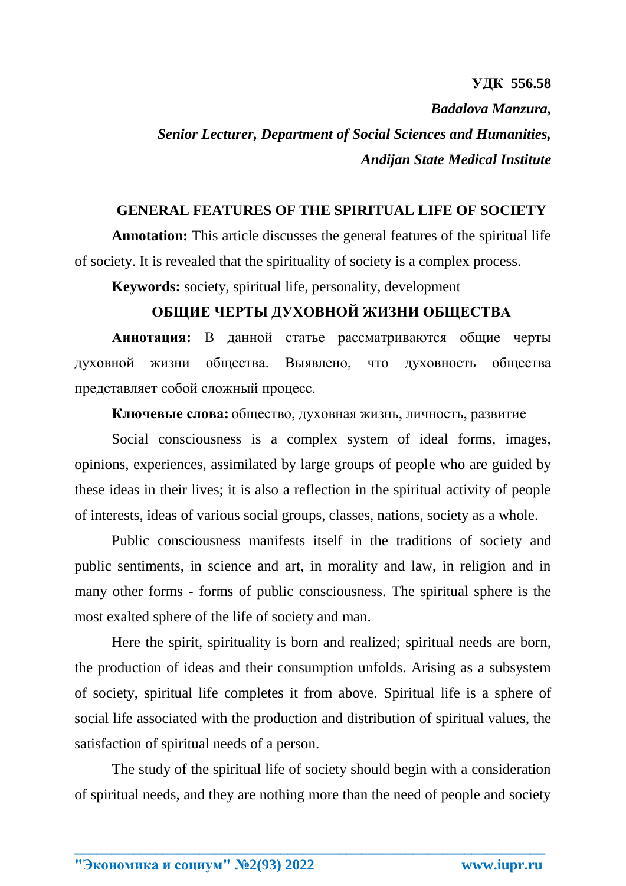**УДК 556.58**

***Badalova Manzura,***

***Senior Lecturer, Department of Social Sciences and Humanities,***

***Andijan State Medical Institute***

## GENERAL FEATURES OF THE SPIRITUAL LIFE OF SOCIETY

**Annotation:** This article discusses the general features of the spiritual life of society. It is revealed that the spirituality of society is a complex process.

**Keywords:** society, spiritual life, personality, development

## ОБЩИЕ ЧЕРТЫ ДУХОВНОЙ ЖИЗНИ ОБЩЕСТВА

**Аннотация:** В данной статье рассматриваются общие черты духовной жизни общества. Выявлено, что духовность общества представляет собой сложный процесс.

**Ключевые слова:** общество, духовная жизнь, личность, развитие

Social consciousness is a complex system of ideal forms, images, opinions, experiences, assimilated by large groups of people who are guided by these ideas in their lives; it is also a reflection in the spiritual activity of people of interests, ideas of various social groups, classes, nations, society as a whole.

Public consciousness manifests itself in the traditions of society and public sentiments, in science and art, in morality and law, in religion and in many other forms - forms of public consciousness. The spiritual sphere is the most exalted sphere of the life of society and man.

Here the spirit, spirituality is born and realized; spiritual needs are born, the production of ideas and their consumption unfolds. Arising as a subsystem of society, spiritual life completes it from above. Spiritual life is a sphere of social life associated with the production and distribution of spiritual values, the satisfaction of spiritual needs of a person.

The study of the spiritual life of society should begin with a consideration of spiritual needs, and they are nothing more than the need of people and society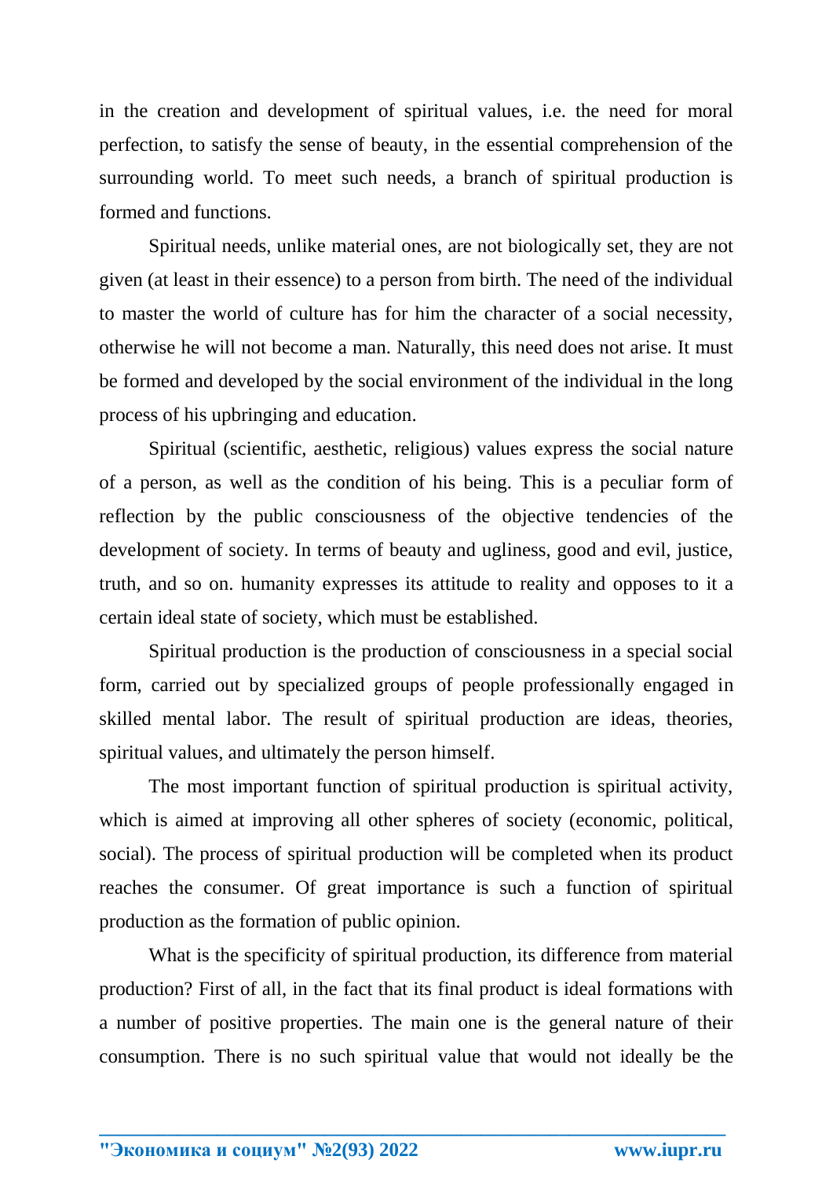in the creation and development of spiritual values, i.e. the need for moral perfection, to satisfy the sense of beauty, in the essential comprehension of the surrounding world. To meet such needs, a branch of spiritual production is formed and functions.

Spiritual needs, unlike material ones, are not biologically set, they are not given (at least in their essence) to a person from birth. The need of the individual to master the world of culture has for him the character of a social necessity, otherwise he will not become a man. Naturally, this need does not arise. It must be formed and developed by the social environment of the individual in the long process of his upbringing and education.

Spiritual (scientific, aesthetic, religious) values express the social nature of a person, as well as the condition of his being. This is a peculiar form of reflection by the public consciousness of the objective tendencies of the development of society. In terms of beauty and ugliness, good and evil, justice, truth, and so on. humanity expresses its attitude to reality and opposes to it a certain ideal state of society, which must be established.

Spiritual production is the production of consciousness in a special social form, carried out by specialized groups of people professionally engaged in skilled mental labor. The result of spiritual production are ideas, theories, spiritual values, and ultimately the person himself.

The most important function of spiritual production is spiritual activity, which is aimed at improving all other spheres of society (economic, political, social). The process of spiritual production will be completed when its product reaches the consumer. Of great importance is such a function of spiritual production as the formation of public opinion.

What is the specificity of spiritual production, its difference from material production? First of all, in the fact that its final product is ideal formations with a number of positive properties. The main one is the general nature of their consumption. There is no such spiritual value that would not ideally be the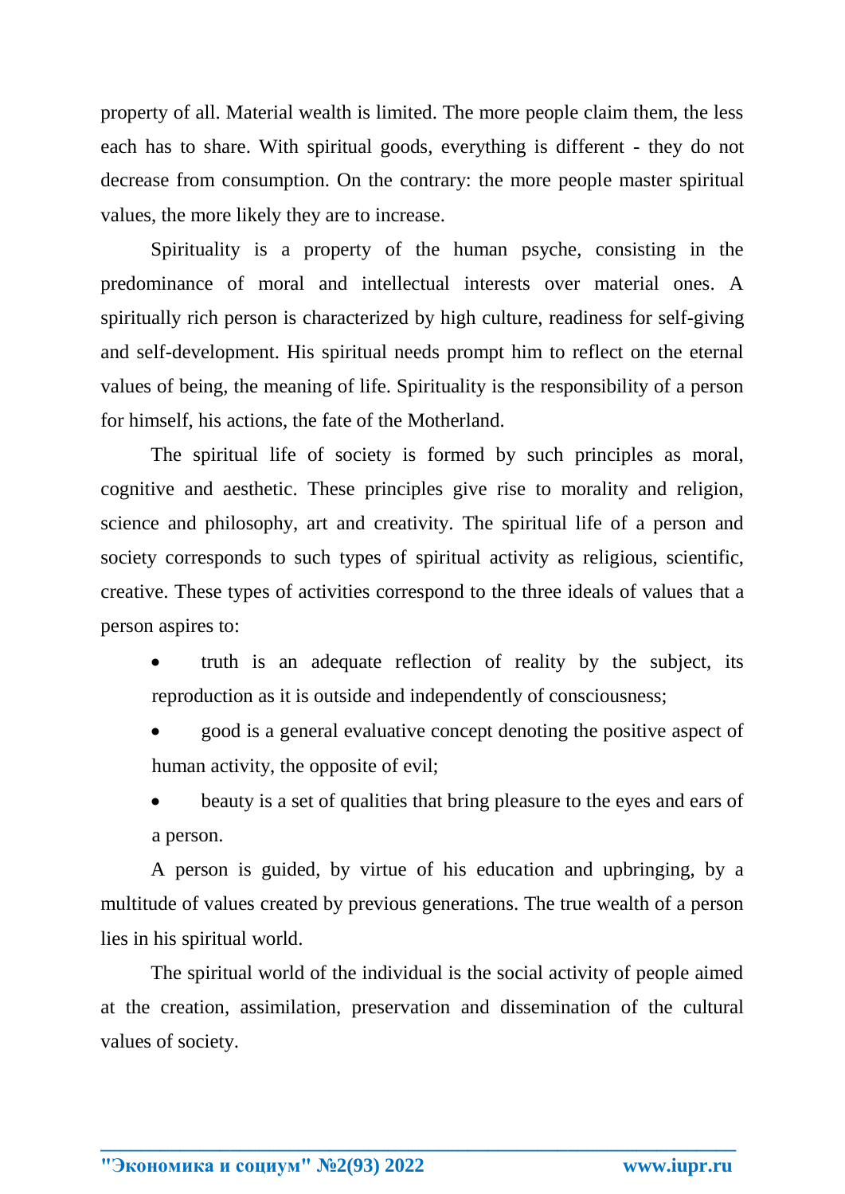property of all. Material wealth is limited. The more people claim them, the less each has to share. With spiritual goods, everything is different - they do not decrease from consumption. On the contrary: the more people master spiritual values, the more likely they are to increase.

Spirituality is a property of the human psyche, consisting in the predominance of moral and intellectual interests over material ones. A spiritually rich person is characterized by high culture, readiness for self-giving and self-development. His spiritual needs prompt him to reflect on the eternal values of being, the meaning of life. Spirituality is the responsibility of a person for himself, his actions, the fate of the Motherland.

The spiritual life of society is formed by such principles as moral, cognitive and aesthetic. These principles give rise to morality and religion, science and philosophy, art and creativity. The spiritual life of a person and society corresponds to such types of spiritual activity as religious, scientific, creative. These types of activities correspond to the three ideals of values that a person aspires to:

- truth is an adequate reflection of reality by the subject, its reproduction as it is outside and independently of consciousness;
- good is a general evaluative concept denoting the positive aspect of human activity, the opposite of evil;
- beauty is a set of qualities that bring pleasure to the eyes and ears of a person.

A person is guided, by virtue of his education and upbringing, by a multitude of values created by previous generations. The true wealth of a person lies in his spiritual world.

The spiritual world of the individual is the social activity of people aimed at the creation, assimilation, preservation and dissemination of the cultural values of society.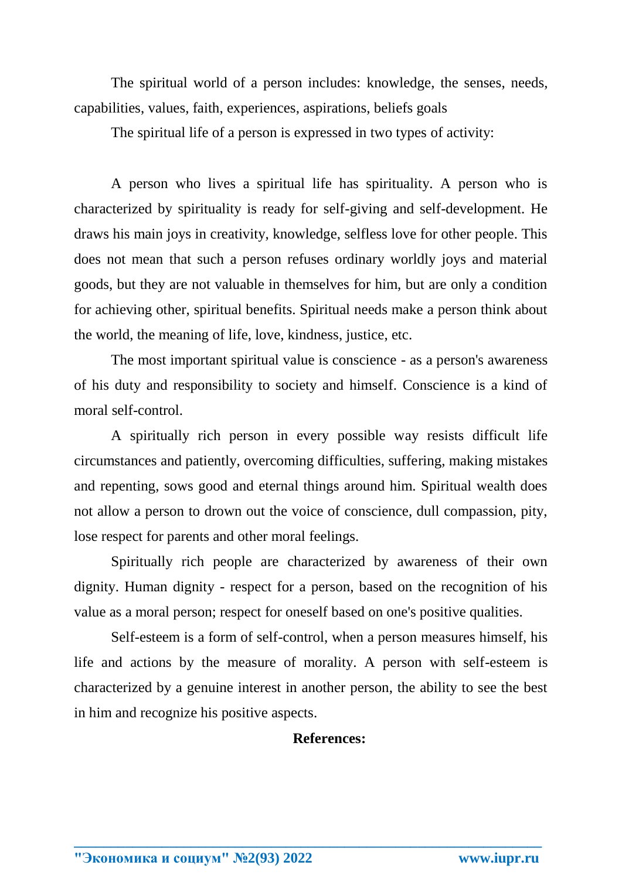The spiritual world of a person includes: knowledge, the senses, needs, capabilities, values, faith, experiences, aspirations, beliefs goals

The spiritual life of a person is expressed in two types of activity:

A person who lives a spiritual life has spirituality. A person who is characterized by spirituality is ready for self-giving and self-development. He draws his main joys in creativity, knowledge, selfless love for other people. This does not mean that such a person refuses ordinary worldly joys and material goods, but they are not valuable in themselves for him, but are only a condition for achieving other, spiritual benefits. Spiritual needs make a person think about the world, the meaning of life, love, kindness, justice, etc.

The most important spiritual value is conscience - as a person's awareness of his duty and responsibility to society and himself. Conscience is a kind of moral self-control.

A spiritually rich person in every possible way resists difficult life circumstances and patiently, overcoming difficulties, suffering, making mistakes and repenting, sows good and eternal things around him. Spiritual wealth does not allow a person to drown out the voice of conscience, dull compassion, pity, lose respect for parents and other moral feelings.

Spiritually rich people are characterized by awareness of their own dignity. Human dignity - respect for a person, based on the recognition of his value as a moral person; respect for oneself based on one's positive qualities.

Self-esteem is a form of self-control, when a person measures himself, his life and actions by the measure of morality. A person with self-esteem is characterized by a genuine interest in another person, the ability to see the best in him and recognize his positive aspects.

**References:**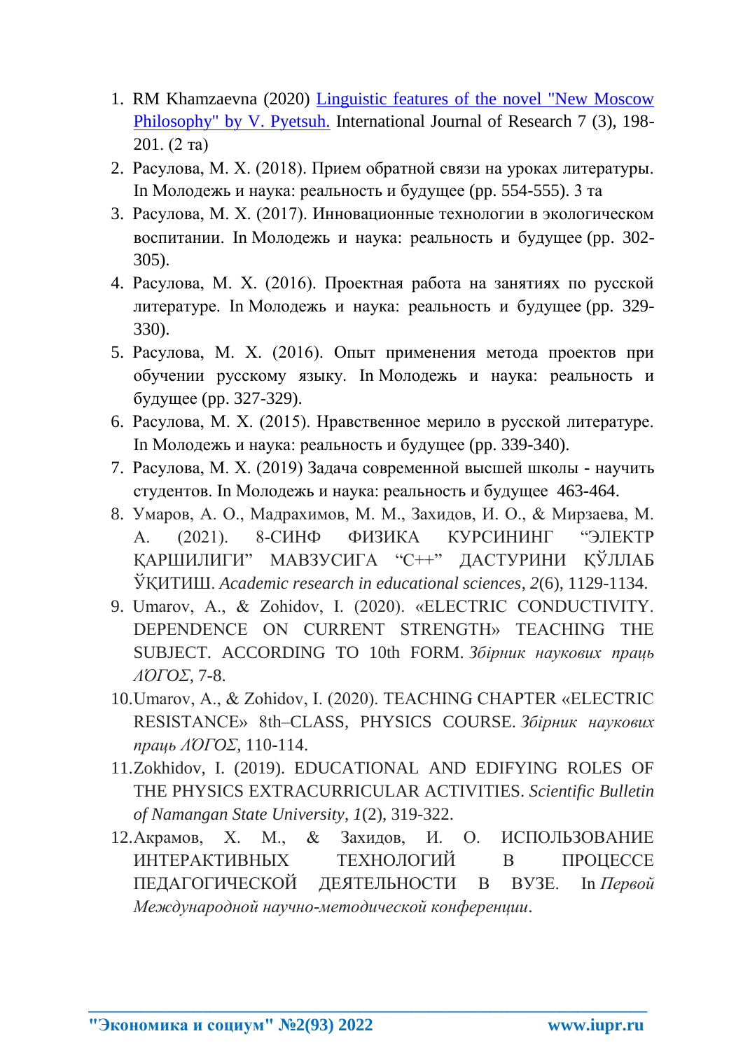1. RM Khamzaevna (2020) [Linguistic features of the novel "New Moscow Philosophy" by V. Pyetsuh.] International Journal of Research 7 (3), 198-201. (2 та)
2. Расулова, М. Х. (2018). Прием обратной связи на уроках литературы. In Молодежь и наука: реальность и будущее (pp. 554-555). 3 та
3. Расулова, М. Х. (2017). Инновационные технологии в экологическом воспитании. In Молодежь и наука: реальность и будущее (pp. 302-305).
4. Расулова, М. Х. (2016). Проектная работа на занятиях по русской литературе. In Молодежь и наука: реальность и будущее (pp. 329-330).
5. Расулова, М. Х. (2016). Опыт применения метода проектов при обучении русскому языку. In Молодежь и наука: реальность и будущее (pp. 327-329).
6. Расулова, М. Х. (2015). Нравственное мерило в русской литературе. In Молодежь и наука: реальность и будущее (pp. 339-340).
7. Расулова, М. Х. (2019) Задача современной высшей школы - научить студентов. In Молодежь и наука: реальность и будущее 463-464.
8. Умаров, А. О., Мадрахимов, М. М., Захидов, И. О., & Мирзаева, М. А. (2021). 8-СИНФ ФИЗИКА КУРСИНИНГ "ЭЛЕКТР ҚАРШИЛИГИ" МАВЗУСИГА "С++" ДАСТУРИНИ ҚЎЛЛАБ ЎҚИТИШ. *Academic research in educational sciences*, *2*(6), 1129-1134.
9. Umarov, A., & Zohidov, I. (2020). «ELECTRIC CONDUCTIVITY. DEPENDENCE ON CURRENT STRENGTH» TEACHING THE SUBJECT. ACCORDING TO 10th FORM. *Збірник наукових праць ΛΌГОΣ*, 7-8.
10. Umarov, A., & Zohidov, I. (2020). TEACHING CHAPTER «ELECTRIC RESISTANCE» 8th–CLASS, PHYSICS COURSE. *Збірник наукових праць ΛΌГОΣ*, 110-114.
11. Zokhidov, I. (2019). EDUCATIONAL AND EDIFYING ROLES OF THE PHYSICS EXTRACURRICULAR ACTIVITIES. *Scientific Bulletin of Namangan State University*, *1*(2), 319-322.
12. Акрамов, Х. М., & Захидов, И. О. ИСПОЛЬЗОВАНИЕ ИНТЕРАКТИВНЫХ ТЕХНОЛОГИЙ В ПРОЦЕССЕ ПЕДАГОГИЧЕСКОЙ ДЕЯТЕЛЬНОСТИ В ВУЗЕ. In *Первой Международной научно-методической конференции*.